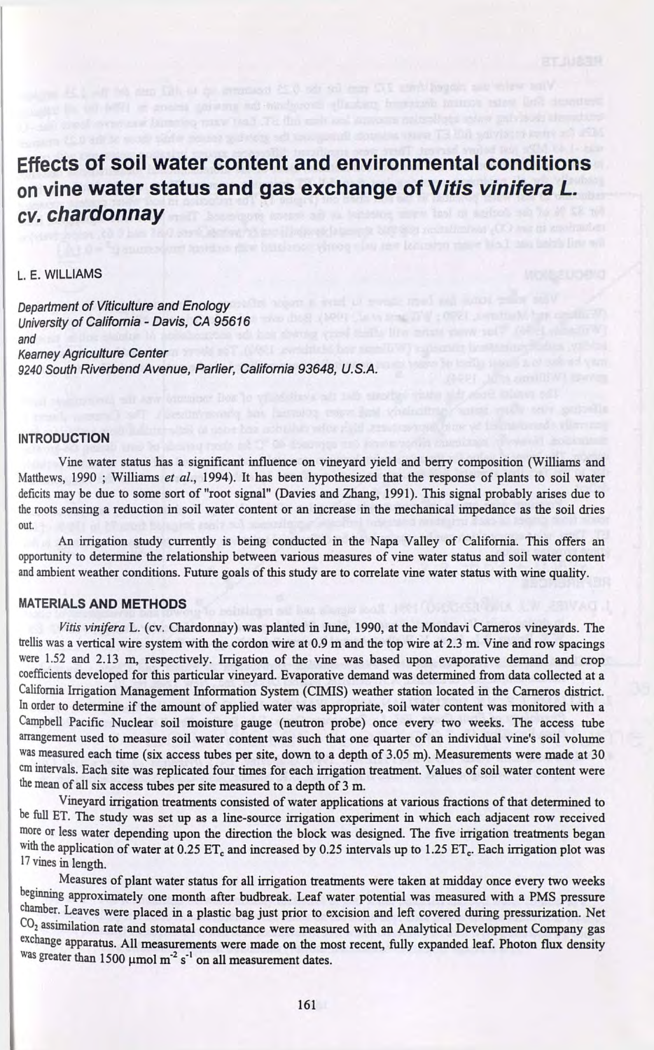# Effects of soil water content and environmental conditions on vine water status and gas exchange of *Vitis vinifera L. cv. chardonnay*

L. E. WILLIAMS

*Department of Viticulture and Enology*
*University of California - Davis, CA 95616*
*and*
*Kearney Agriculture Center*
*9240 South Riverbend Avenue, Parlier, California 93648, U.S.A.*

## INTRODUCTION

Vine water status has a significant influence on vineyard yield and berry composition (Williams and Matthews, 1990 ; Williams *et al.*, 1994). It has been hypothesized that the response of plants to soil water deficits may be due to some sort of "root signal" (Davies and Zhang, 1991). This signal probably arises due to the roots sensing a reduction in soil water content or an increase in the mechanical impedance as the soil dries out.

An irrigation study currently is being conducted in the Napa Valley of California. This offers an opportunity to determine the relationship between various measures of vine water status and soil water content and ambient weather conditions. Future goals of this study are to correlate vine water status with wine quality.

## MATERIALS AND METHODS

*Vitis vinifera* L. (cv. Chardonnay) was planted in June, 1990, at the Mondavi Carneros vineyards. The trellis was a vertical wire system with the cordon wire at 0.9 m and the top wire at 2.3 m. Vine and row spacings were 1.52 and 2.13 m, respectively. Irrigation of the vine was based upon evaporative demand and crop coefficients developed for this particular vineyard. Evaporative demand was determined from data collected at a California Irrigation Management Information System (CIMIS) weather station located in the Carneros district. In order to determine if the amount of applied water was appropriate, soil water content was monitored with a Campbell Pacific Nuclear soil moisture gauge (neutron probe) once every two weeks. The access tube arrangement used to measure soil water content was such that one quarter of an individual vine's soil volume was measured each time (six access tubes per site, down to a depth of 3.05 m). Measurements were made at 30 cm intervals. Each site was replicated four times for each irrigation treatment. Values of soil water content were the mean of all six access tubes per site measured to a depth of 3 m.

Vineyard irrigation treatments consisted of water applications at various fractions of that determined to be full ET. The study was set up as a line-source irrigation experiment in which each adjacent row received more or less water depending upon the direction the block was designed. The five irrigation treatments began with the application of water at 0.25 $ET_c$ and increased by 0.25 intervals up to 1.25 $ET_c$. Each irrigation plot was 17 vines in length.

Measures of plant water status for all irrigation treatments were taken at midday once every two weeks beginning approximately one month after budbreak. Leaf water potential was measured with a PMS pressure chamber. Leaves were placed in a plastic bag just prior to excision and left covered during pressurization. Net $CO_2$ assimilation rate and stomatal conductance were measured with an Analytical Development Company gas exchange apparatus. All measurements were made on the most recent, fully expanded leaf. Photon flux density was greater than 1500 $\mu mol\ m^{-2}\ s^{-1}$ on all measurement dates.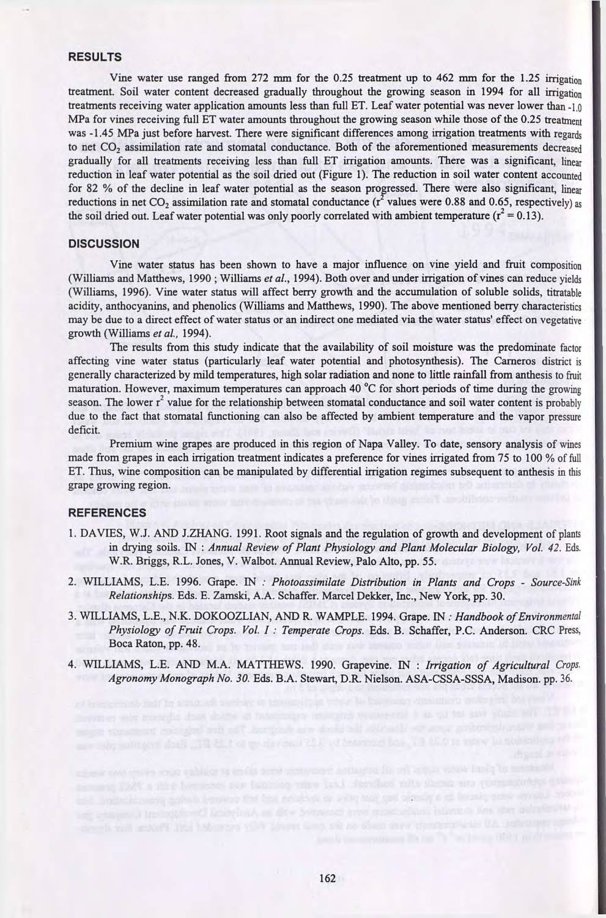## RESULTS

Vine water use ranged from 272 mm for the 0.25 treatment up to 462 mm for the 1.25 irrigation treatment. Soil water content decreased gradually throughout the growing season in 1994 for all irrigation treatments receiving water application amounts less than full ET. Leaf water potential was never lower than -1.0 MPa for vines receiving full ET water amounts throughout the growing season while those of the 0.25 treatment was -1.45 MPa just before harvest. There were significant differences among irrigation treatments with regards to net $CO_2$ assimilation rate and stomatal conductance. Both of the aforementioned measurements decreased gradually for all treatments receiving less than full ET irrigation amounts. There was a significant, linear reduction in leaf water potential as the soil dried out (Figure 1). The reduction in soil water content accounted for 82 % of the decline in leaf water potential as the season progressed. There were also significant, linear reductions in net $CO_2$ assimilation rate and stomatal conductance ($r^2$ values were 0.88 and 0.65, respectively) as the soil dried out. Leaf water potential was only poorly correlated with ambient temperature ($r^2 = 0.13$).

## DISCUSSION

Vine water status has been shown to have a major influence on vine yield and fruit composition (Williams and Matthews, 1990 ; Williams *et al.*, 1994). Both over and under irrigation of vines can reduce yields (Williams, 1996). Vine water status will affect berry growth and the accumulation of soluble solids, titratable acidity, anthocyanins, and phenolics (Williams and Matthews, 1990). The above mentioned berry characteristics may be due to a direct effect of water status or an indirect one mediated via the water status' effect on vegetative growth (Williams *et al.*, 1994).

The results from this study indicate that the availability of soil moisture was the predominate factor affecting vine water status (particularly leaf water potential and photosynthesis). The Carneros district is generally characterized by mild temperatures, high solar radiation and none to little rainfall from anthesis to fruit maturation. However, maximum temperatures can approach 40 °C for short periods of time during the growing season. The lower $r^2$ value for the relationship between stomatal conductance and soil water content is probably due to the fact that stomatal functioning can also be affected by ambient temperature and the vapor pressure deficit.

Premium wine grapes are produced in this region of Napa Valley. To date, sensory analysis of wines made from grapes in each irrigation treatment indicates a preference for vines irrigated from 75 to 100 % of full ET. Thus, wine composition can be manipulated by differential irrigation regimes subsequent to anthesis in this grape growing region.

## REFERENCES

1. DAVIES, W.J. AND J.ZHANG. 1991. Root signals and the regulation of growth and development of plants in drying soils. IN : *Annual Review of Plant Physiology and Plant Molecular Biology, Vol. 42.* Eds. W.R. Briggs, R.L. Jones, V. Walbot. Annual Review, Palo Alto, pp. 55.
2. WILLIAMS, L.E. 1996. Grape. IN : *Photoassimilate Distribution in Plants and Crops - Source-Sink Relationships.* Eds. E. Zamski, A.A. Schaffer. Marcel Dekker, Inc., New York, pp. 30.
3. WILLIAMS, L.E., N.K. DOKOOZLIAN, AND R. WAMPLE. 1994. Grape. IN : *Handbook of Environmental Physiology of Fruit Crops. Vol. I : Temperate Crops.* Eds. B. Schaffer, P.C. Anderson. CRC Press, Boca Raton, pp. 48.
4. WILLIAMS, L.E. AND M.A. MATTHEWS. 1990. Grapevine. IN : *Irrigation of Agricultural Crops. Agronomy Monograph No. 30.* Eds. B.A. Stewart, D.R. Nielson. ASA-CSSA-SSSA, Madison. pp. 36.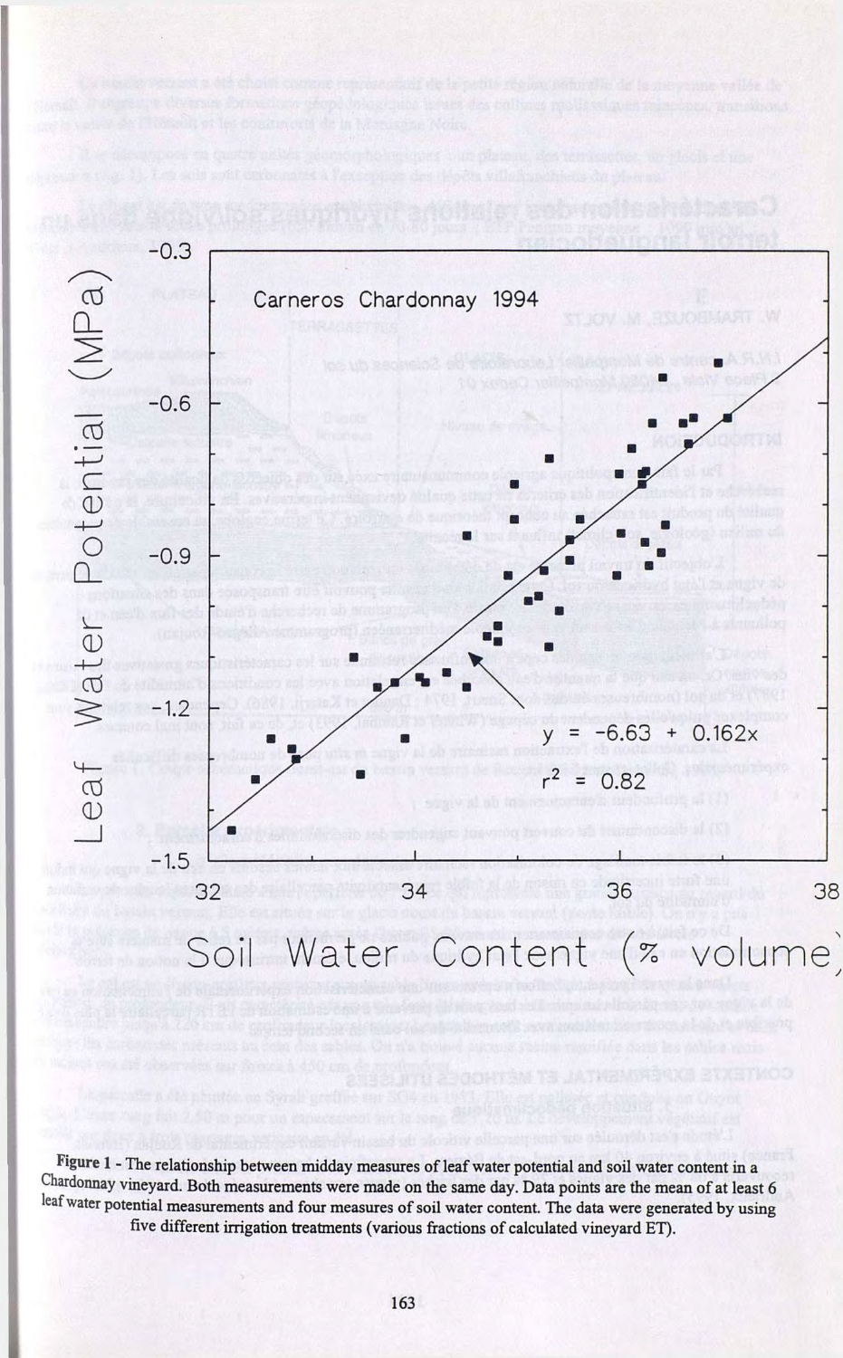Carneros Chardonnay 1994

Leaf Water Potential (MPa)

-0.3

-0.6

-0.9

-1.2

-1.5

Soil Water Content (% volume)

32

34

36

38

$y = -6.63 + 0.162x$

$r^2 = 0.82$

**Figure 1** - The relationship between midday measures of leaf water potential and soil water content in a Chardonnay vineyard. Both measurements were made on the same day. Data points are the mean of at least 6 leaf water potential measurements and four measures of soil water content. The data were generated by using five different irrigation treatments (various fractions of calculated vineyard ET).